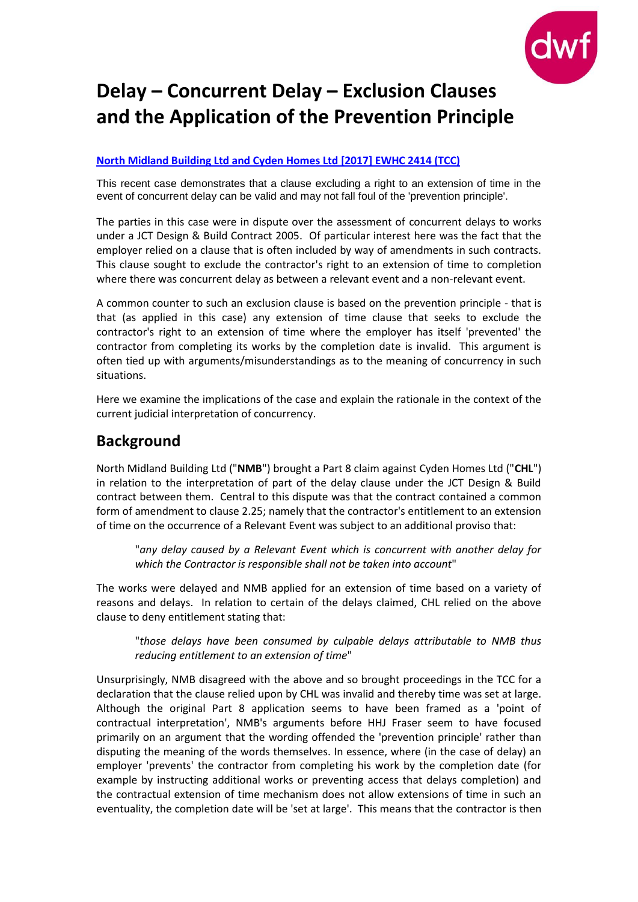# Delay – Concurrent Delay – Exclusion Clauses and the Application of the Prevention Principle

**North Midland Building Ltd and Cyden Homes Ltd [2017] EWHC 2414 (TCC)**

This recent case demonstrates that a clause excluding a right to an extension of time in the event of concurrent delay can be valid and may not fall foul of the 'prevention principle'.

The parties in this case were in dispute over the assessment of concurrent delays to works under a JCT Design & Build Contract 2005. Of particular interest here was the fact that the employer relied on a clause that is often included by way of amendments in such contracts. This clause sought to exclude the contractor's right to an extension of time to completion where there was concurrent delay as between a relevant event and a non-relevant event.

A common counter to such an exclusion clause is based on the prevention principle - that is that (as applied in this case) any extension of time clause that seeks to exclude the contractor's right to an extension of time where the employer has itself 'prevented' the contractor from completing its works by the completion date is invalid. This argument is often tied up with arguments/misunderstandings as to the meaning of concurrency in such situations.

Here we examine the implications of the case and explain the rationale in the context of the current judicial interpretation of concurrency.

## Background

North Midland Building Ltd ("**NMB**") brought a Part 8 claim against Cyden Homes Ltd ("**CHL**") in relation to the interpretation of part of the delay clause under the JCT Design & Build contract between them. Central to this dispute was that the contract contained a common form of amendment to clause 2.25; namely that the contractor's entitlement to an extension of time on the occurrence of a Relevant Event was subject to an additional proviso that:

> "*any delay caused by a Relevant Event which is concurrent with another delay for which the Contractor is responsible shall not be taken into account*"

The works were delayed and NMB applied for an extension of time based on a variety of reasons and delays. In relation to certain of the delays claimed, CHL relied on the above clause to deny entitlement stating that:

> "*those delays have been consumed by culpable delays attributable to NMB thus reducing entitlement to an extension of time*"

Unsurprisingly, NMB disagreed with the above and so brought proceedings in the TCC for a declaration that the clause relied upon by CHL was invalid and thereby time was set at large. Although the original Part 8 application seems to have been framed as a 'point of contractual interpretation', NMB's arguments before HHJ Fraser seem to have focused primarily on an argument that the wording offended the 'prevention principle' rather than disputing the meaning of the words themselves. In essence, where (in the case of delay) an employer 'prevents' the contractor from completing his work by the completion date (for example by instructing additional works or preventing access that delays completion) and the contractual extension of time mechanism does not allow extensions of time in such an eventuality, the completion date will be 'set at large'. This means that the contractor is then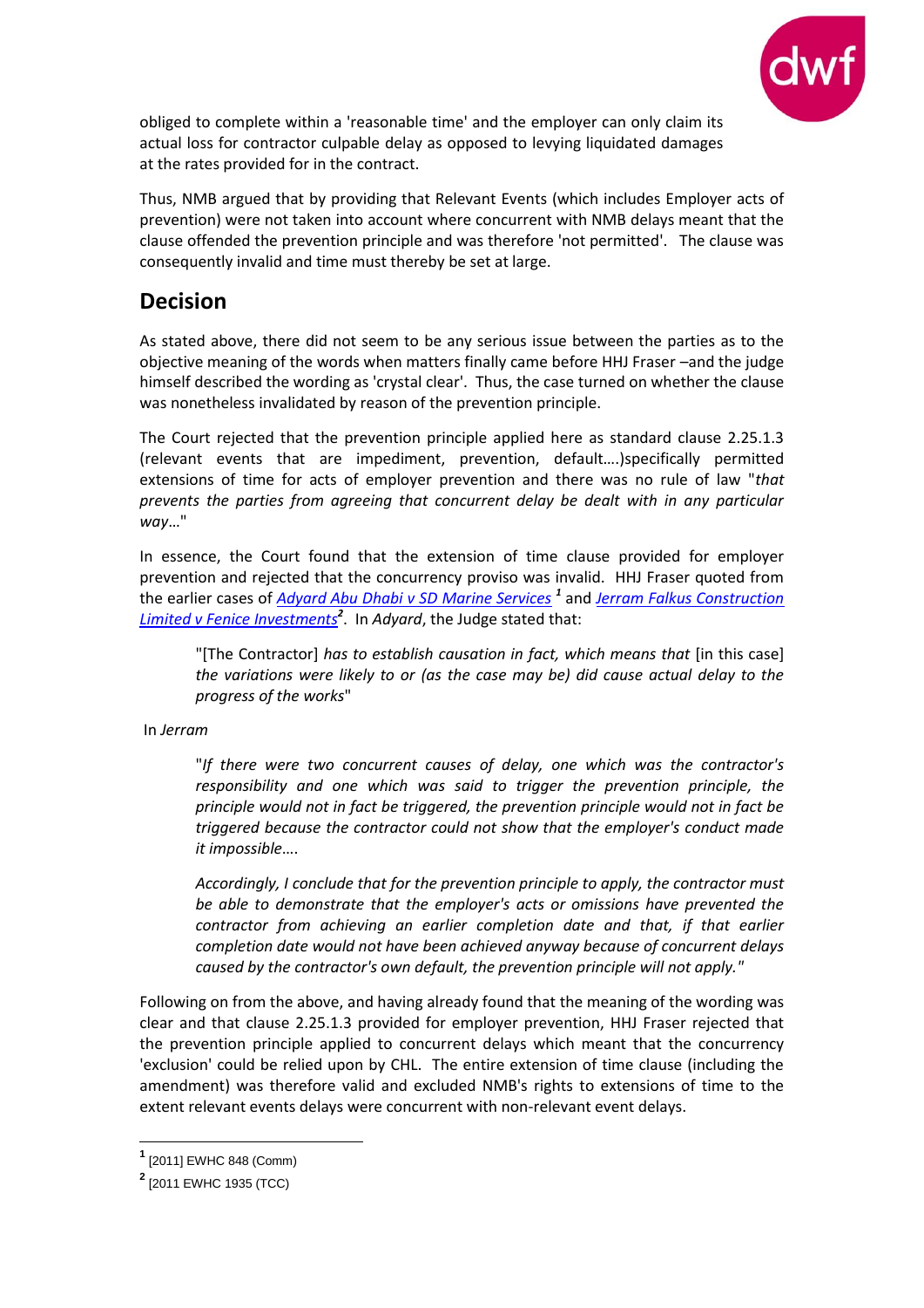obliged to complete within a 'reasonable time' and the employer can only claim its actual loss for contractor culpable delay as opposed to levying liquidated damages at the rates provided for in the contract.

Thus, NMB argued that by providing that Relevant Events (which includes Employer acts of prevention) were not taken into account where concurrent with NMB delays meant that the clause offended the prevention principle and was therefore 'not permitted'. The clause was consequently invalid and time must thereby be set at large.

## Decision

As stated above, there did not seem to be any serious issue between the parties as to the objective meaning of the words when matters finally came before HHJ Fraser –and the judge himself described the wording as 'crystal clear'. Thus, the case turned on whether the clause was nonetheless invalidated by reason of the prevention principle.

The Court rejected that the prevention principle applied here as standard clause 2.25.1.3 (relevant events that are impediment, prevention, default….)specifically permitted extensions of time for acts of employer prevention and there was no rule of law "*that prevents the parties from agreeing that concurrent delay be dealt with in any particular way*…"

In essence, the Court found that the extension of time clause provided for employer prevention and rejected that the concurrency proviso was invalid. HHJ Fraser quoted from the earlier cases of *Adyard Abu Dhabi v SD Marine Services*[1] and *Jerram Falkus Construction Limited v Fenice Investments*[2]. In *Adyard*, the Judge stated that:

> "[The Contractor] *has to establish causation in fact, which means that* [in this case] *the variations were likely to or (as the case may be) did cause actual delay to the progress of the works*"

In *Jerram*

> "*If there were two concurrent causes of delay, one which was the contractor's responsibility and one which was said to trigger the prevention principle, the principle would not in fact be triggered, the prevention principle would not in fact be triggered because the contractor could not show that the employer's conduct made it impossible*….
>
> *Accordingly, I conclude that for the prevention principle to apply, the contractor must be able to demonstrate that the employer's acts or omissions have prevented the contractor from achieving an earlier completion date and that, if that earlier completion date would not have been achieved anyway because of concurrent delays caused by the contractor's own default, the prevention principle will not apply.*"

Following on from the above, and having already found that the meaning of the wording was clear and that clause 2.25.1.3 provided for employer prevention, HHJ Fraser rejected that the prevention principle applied to concurrent delays which meant that the concurrency 'exclusion' could be relied upon by CHL. The entire extension of time clause (including the amendment) was therefore valid and excluded NMB's rights to extensions of time to the extent relevant events delays were concurrent with non-relevant event delays.

---

[1] [2011] EWHC 848 (Comm)

[2] [2011 EWHC 1935 (TCC)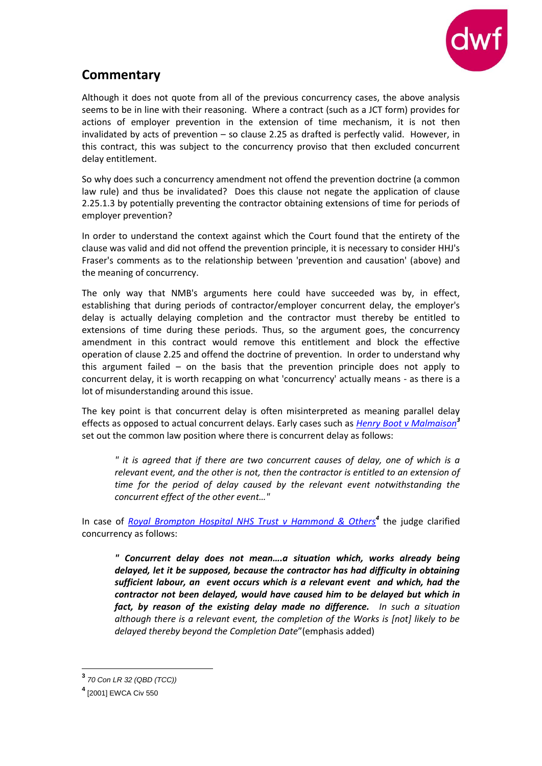## Commentary

Although it does not quote from all of the previous concurrency cases, the above analysis seems to be in line with their reasoning. Where a contract (such as a JCT form) provides for actions of employer prevention in the extension of time mechanism, it is not then invalidated by acts of prevention – so clause 2.25 as drafted is perfectly valid. However, in this contract, this was subject to the concurrency proviso that then excluded concurrent delay entitlement.

So why does such a concurrency amendment not offend the prevention doctrine (a common law rule) and thus be invalidated? Does this clause not negate the application of clause 2.25.1.3 by potentially preventing the contractor obtaining extensions of time for periods of employer prevention?

In order to understand the context against which the Court found that the entirety of the clause was valid and did not offend the prevention principle, it is necessary to consider HHJ's Fraser's comments as to the relationship between 'prevention and causation' (above) and the meaning of concurrency.

The only way that NMB's arguments here could have succeeded was by, in effect, establishing that during periods of contractor/employer concurrent delay, the employer's delay is actually delaying completion and the contractor must thereby be entitled to extensions of time during these periods. Thus, so the argument goes, the concurrency amendment in this contract would remove this entitlement and block the effective operation of clause 2.25 and offend the doctrine of prevention. In order to understand why this argument failed – on the basis that the prevention principle does not apply to concurrent delay, it is worth recapping on what 'concurrency' actually means - as there is a lot of misunderstanding around this issue.

The key point is that concurrent delay is often misinterpreted as meaning parallel delay effects as opposed to actual concurrent delays. Early cases such as [Henry Boot v Malmaison](#)[3] set out the common law position where there is concurrent delay as follows:

> *" it is agreed that if there are two concurrent causes of delay, one of which is a relevant event, and the other is not, then the contractor is entitled to an extension of time for the period of delay caused by the relevant event notwithstanding the concurrent effect of the other event…"*

In case of [Royal Brompton Hospital NHS Trust v Hammond & Others](#)[4] the judge clarified concurrency as follows:

> ***" Concurrent delay does not mean….a situation which, works already being delayed, let it be supposed, because the contractor has had difficulty in obtaining sufficient labour, an event occurs which is a relevant event and which, had the contractor not been delayed, would have caused him to be delayed but which in fact, by reason of the existing delay made no difference.*** *In such a situation although there is a relevant event, the completion of the Works is [not] likely to be delayed thereby beyond the Completion Date"* (emphasis added)

---

[3] *70 Con LR 32 (QBD (TCC))*

[4] [2001] EWCA Civ 550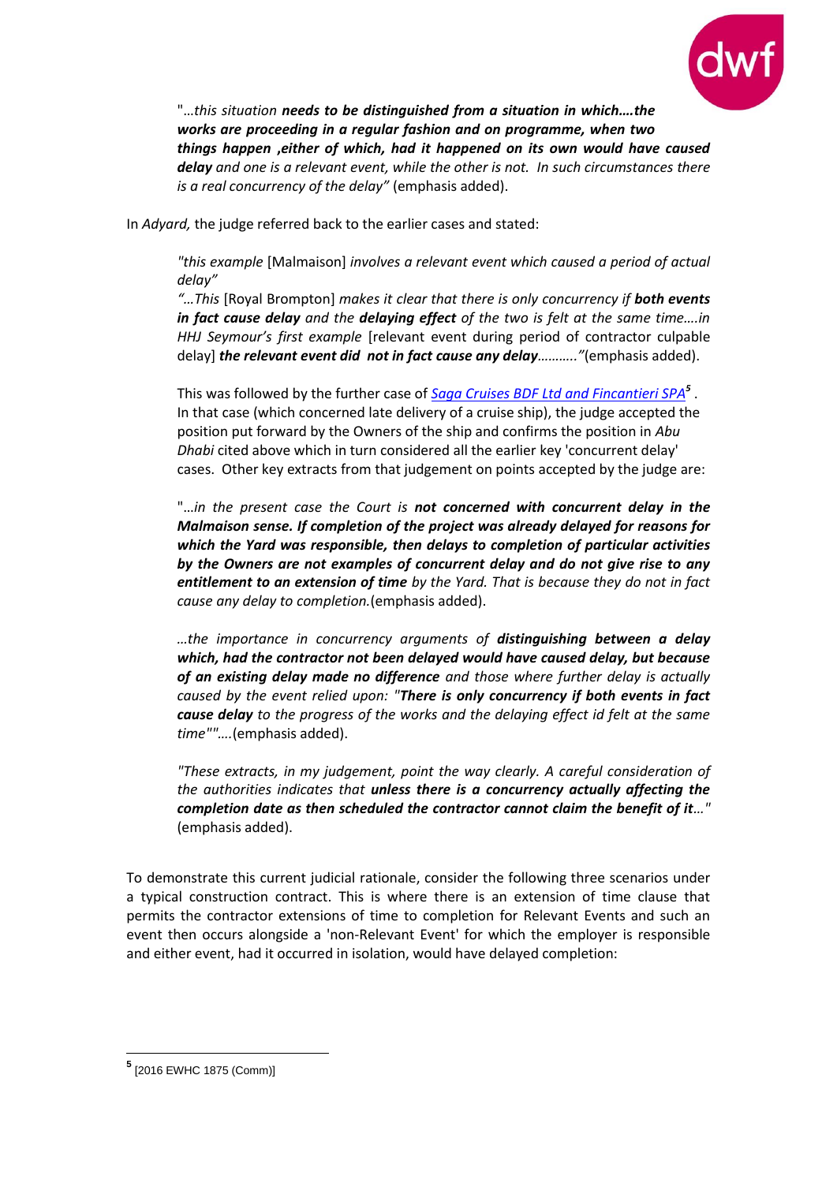"*…this situation **needs to be distinguished from a situation in which….the works are proceeding in a regular fashion and on programme, when two things happen ,either of which, had it happened on its own would have caused delay** and one is a relevant event, while the other is not. In such circumstances there is a real concurrency of the delay"* (emphasis added).

In *Adyard,* the judge referred back to the earlier cases and stated:

> *"this example* [Malmaison] *involves a relevant event which caused a period of actual delay"*
>
> *"…This* [Royal Brompton] *makes it clear that there is only concurrency if **both events in fact cause delay** and the **delaying effect** of the two is felt at the same time….in HHJ Seymour's first example* [relevant event during period of contractor culpable delay] ***the relevant event did not in fact cause any delay**……….."*(emphasis added).
>
> This was followed by the further case of [*Saga Cruises BDF Ltd and Fincantieri SPA*][5] . In that case (which concerned late delivery of a cruise ship), the judge accepted the position put forward by the Owners of the ship and confirms the position in *Abu Dhabi* cited above which in turn considered all the earlier key 'concurrent delay' cases. Other key extracts from that judgement on points accepted by the judge are:
>
> "*…in the present case the Court is **not concerned with concurrent delay in the Malmaison sense. If completion of the project was already delayed for reasons for which the Yard was responsible, then delays to completion of particular activities by the Owners are not examples of concurrent delay and do not give rise to any entitlement to an extension of time** by the Yard. That is because they do not in fact cause any delay to completion.*(emphasis added).
>
> *…the importance in concurrency arguments of **distinguishing between a delay which, had the contractor not been delayed would have caused delay, but because of an existing delay made no difference** and those where further delay is actually caused by the event relied upon: "**There is only concurrency if both events in fact cause delay** to the progress of the works and the delaying effect id felt at the same time""….*(emphasis added).
>
> *"These extracts, in my judgement, point the way clearly. A careful consideration of the authorities indicates that **unless there is a concurrency actually affecting the completion date as then scheduled the contractor cannot claim the benefit of it**…"* (emphasis added).

To demonstrate this current judicial rationale, consider the following three scenarios under a typical construction contract. This is where there is an extension of time clause that permits the contractor extensions of time to completion for Relevant Events and such an event then occurs alongside a 'non-Relevant Event' for which the employer is responsible and either event, had it occurred in isolation, would have delayed completion:

---

[5] [2016 EWHC 1875 (Comm)]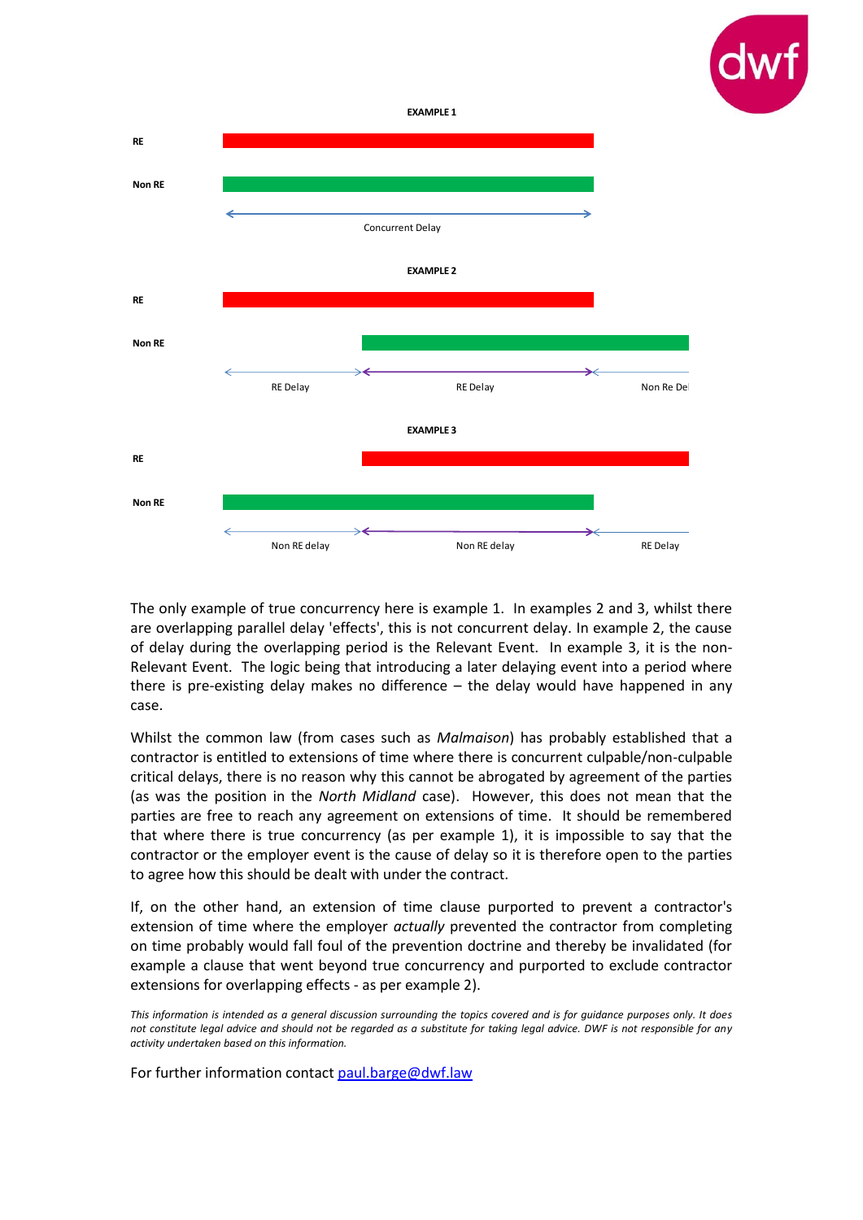EXAMPLE 1

RE

Non RE

Concurrent Delay

EXAMPLE 2

RE

Non RE

RE Delay

RE Delay

Non Re Del

EXAMPLE 3

RE

Non RE

Non RE delay

Non RE delay

RE Delay

The only example of true concurrency here is example 1. In examples 2 and 3, whilst there are overlapping parallel delay 'effects', this is not concurrent delay. In example 2, the cause of delay during the overlapping period is the Relevant Event. In example 3, it is the non-Relevant Event. The logic being that introducing a later delaying event into a period where there is pre-existing delay makes no difference – the delay would have happened in any case.

Whilst the common law (from cases such as *Malmaison*) has probably established that a contractor is entitled to extensions of time where there is concurrent culpable/non-culpable critical delays, there is no reason why this cannot be abrogated by agreement of the parties (as was the position in the *North Midland* case). However, this does not mean that the parties are free to reach any agreement on extensions of time. It should be remembered that where there is true concurrency (as per example 1), it is impossible to say that the contractor or the employer event is the cause of delay so it is therefore open to the parties to agree how this should be dealt with under the contract.

If, on the other hand, an extension of time clause purported to prevent a contractor's extension of time where the employer *actually* prevented the contractor from completing on time probably would fall foul of the prevention doctrine and thereby be invalidated (for example a clause that went beyond true concurrency and purported to exclude contractor extensions for overlapping effects - as per example 2).

*This information is intended as a general discussion surrounding the topics covered and is for guidance purposes only. It does not constitute legal advice and should not be regarded as a substitute for taking legal advice. DWF is not responsible for any activity undertaken based on this information.*

For further information contact paul.barge@dwf.law